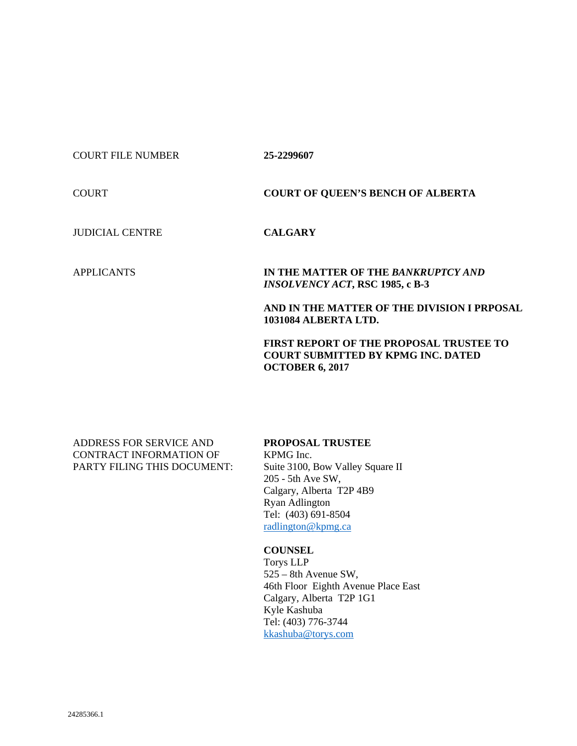| | |
|---|---|
| COURT FILE NUMBER | **25-2299607** |
| COURT | **COURT OF QUEEN'S BENCH OF ALBERTA** |
| JUDICIAL CENTRE | **CALGARY** |
| APPLICANTS | **IN THE MATTER OF THE *BANKRUPTCY AND INSOLVENCY ACT*, RSC 1985, c B-3** |
| | **AND IN THE MATTER OF THE DIVISION I PRPOSAL 1031084 ALBERTA LTD.** |
| | **FIRST REPORT OF THE PROPOSAL TRUSTEE TO COURT SUBMITTED BY KPMG INC. DATED OCTOBER 6, 2017** |

| | |
|---|---|
| ADDRESS FOR SERVICE AND CONTRACT INFORMATION OF PARTY FILING THIS DOCUMENT: | **PROPOSAL TRUSTEE**<br>KPMG Inc.<br>Suite 3100, Bow Valley Square II<br>205 - 5th Ave SW,<br>Calgary, Alberta T2P 4B9<br>Ryan Adlington<br>Tel: (403) 691-8504<br>radlington@kpmg.ca |
| | **COUNSEL**<br>Torys LLP<br>525 – 8th Avenue SW,<br>46th Floor Eighth Avenue Place East<br>Calgary, Alberta T2P 1G1<br>Kyle Kashuba<br>Tel: (403) 776-3744<br>kkashuba@torys.com |

24285366.1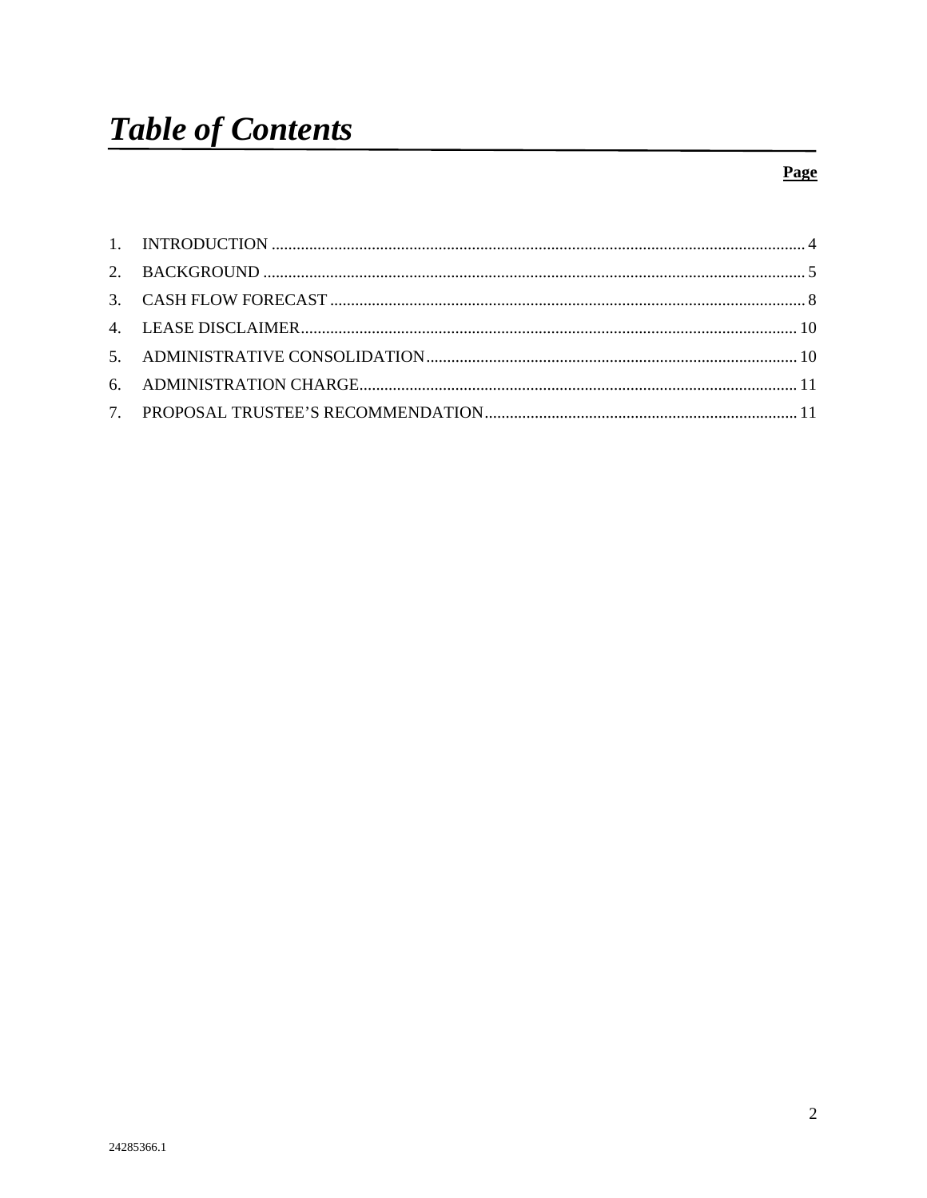# *Table of Contents*

| | | Page |
|---|---|---|
| 1. | INTRODUCTION | 4 |
| 2. | BACKGROUND | 5 |
| 3. | CASH FLOW FORECAST | 8 |
| 4. | LEASE DISCLAIMER | 10 |
| 5. | ADMINISTRATIVE CONSOLIDATION | 10 |
| 6. | ADMINISTRATION CHARGE | 11 |
| 7. | PROPOSAL TRUSTEE’S RECOMMENDATION | 11 |

24285366.1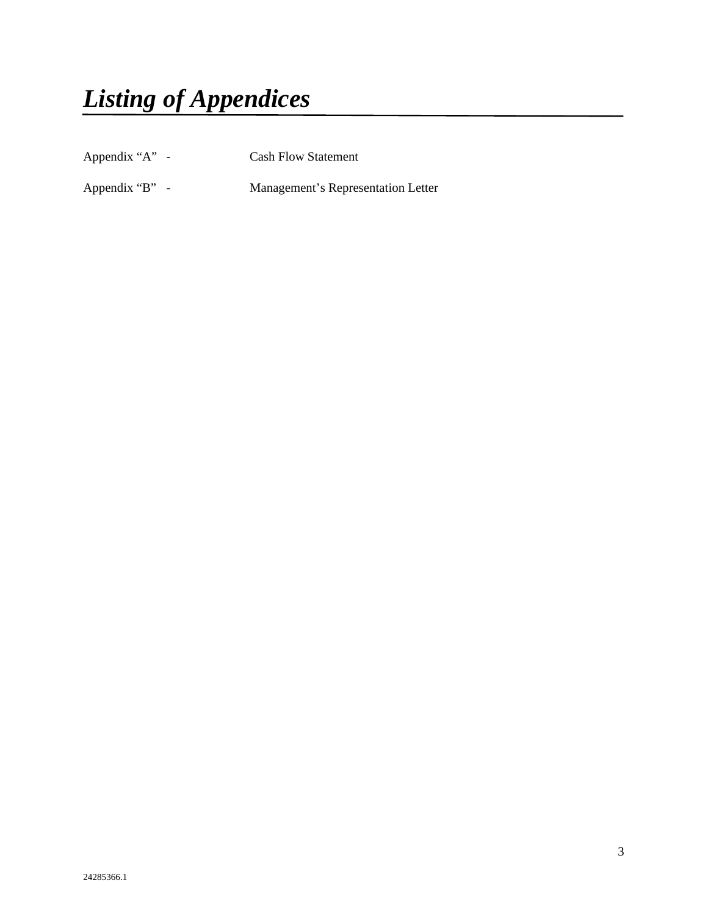# *Listing of Appendices*

| | | |
|---|---|---|
| Appendix "A" | - | Cash Flow Statement |
| Appendix "B" | - | Management's Representation Letter |

24285366.1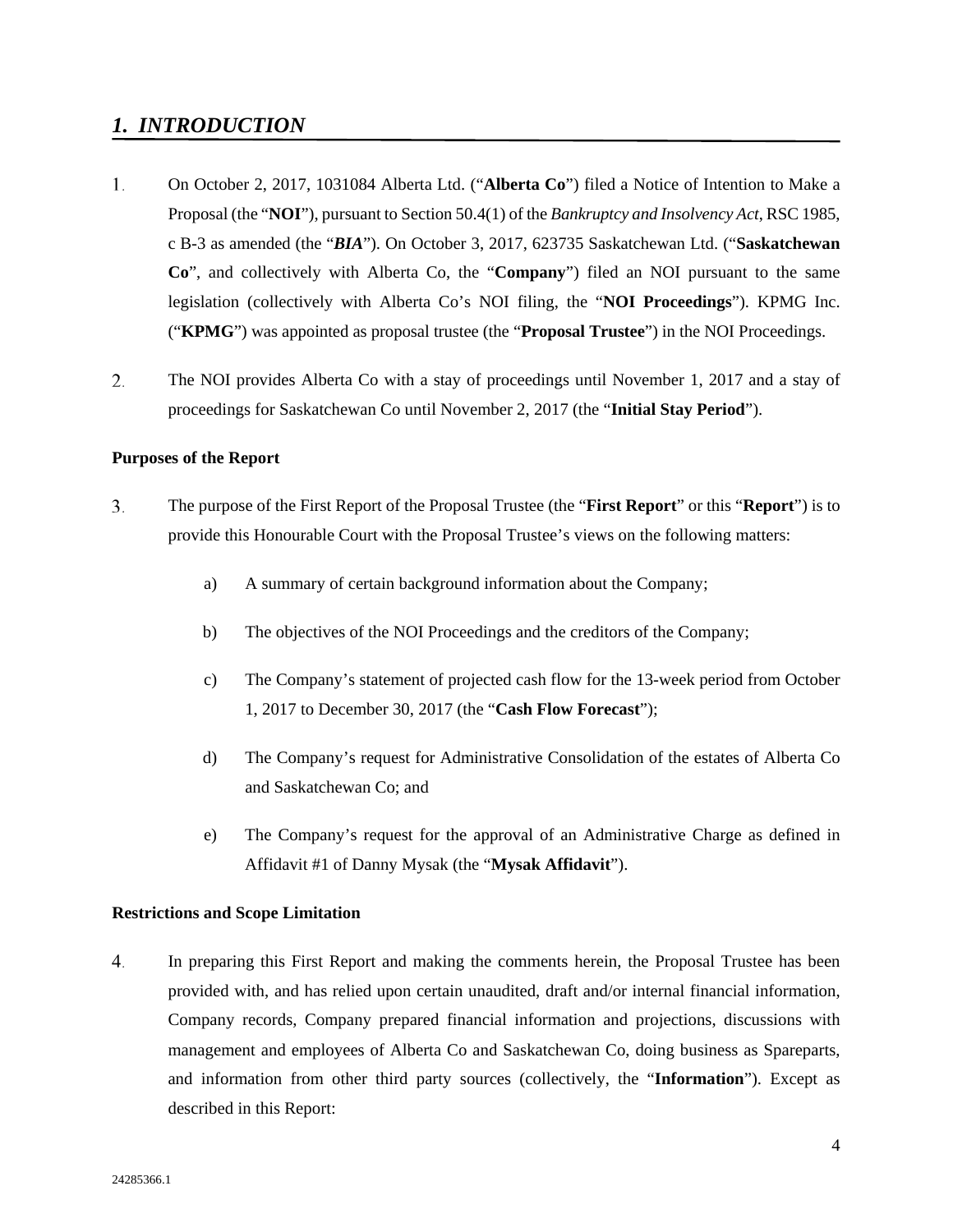## *1. INTRODUCTION*

1. On October 2, 2017, 1031084 Alberta Ltd. ("**Alberta Co**") filed a Notice of Intention to Make a Proposal (the "**NOI**"), pursuant to Section 50.4(1) of the *Bankruptcy and Insolvency Act*, RSC 1985, c B-3 as amended (the "***BIA***"). On October 3, 2017, 623735 Saskatchewan Ltd. ("**Saskatchewan Co**", and collectively with Alberta Co, the "**Company**") filed an NOI pursuant to the same legislation (collectively with Alberta Co's NOI filing, the "**NOI Proceedings**"). KPMG Inc. ("**KPMG**") was appointed as proposal trustee (the "**Proposal Trustee**") in the NOI Proceedings.

2. The NOI provides Alberta Co with a stay of proceedings until November 1, 2017 and a stay of proceedings for Saskatchewan Co until November 2, 2017 (the "**Initial Stay Period**").

**Purposes of the Report**

3. The purpose of the First Report of the Proposal Trustee (the "**First Report**" or this "**Report**") is to provide this Honourable Court with the Proposal Trustee's views on the following matters:

   a) A summary of certain background information about the Company;

   b) The objectives of the NOI Proceedings and the creditors of the Company;

   c) The Company's statement of projected cash flow for the 13-week period from October 1, 2017 to December 30, 2017 (the "**Cash Flow Forecast**");

   d) The Company's request for Administrative Consolidation of the estates of Alberta Co and Saskatchewan Co; and

   e) The Company's request for the approval of an Administrative Charge as defined in Affidavit #1 of Danny Mysak (the "**Mysak Affidavit**").

**Restrictions and Scope Limitation**

4. In preparing this First Report and making the comments herein, the Proposal Trustee has been provided with, and has relied upon certain unaudited, draft and/or internal financial information, Company records, Company prepared financial information and projections, discussions with management and employees of Alberta Co and Saskatchewan Co, doing business as Spareparts, and information from other third party sources (collectively, the "**Information**"). Except as described in this Report: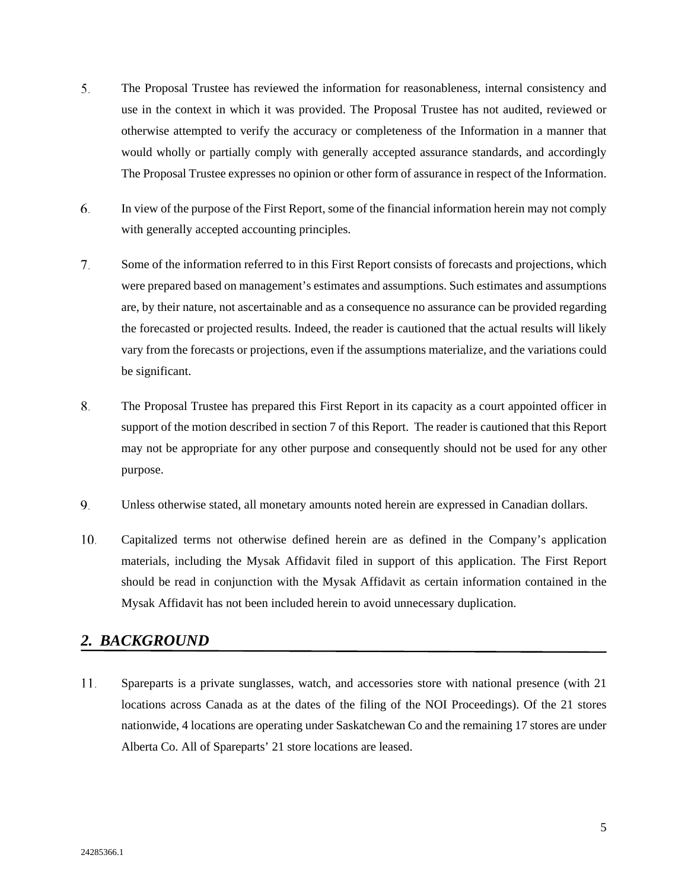5. The Proposal Trustee has reviewed the information for reasonableness, internal consistency and use in the context in which it was provided. The Proposal Trustee has not audited, reviewed or otherwise attempted to verify the accuracy or completeness of the Information in a manner that would wholly or partially comply with generally accepted assurance standards, and accordingly The Proposal Trustee expresses no opinion or other form of assurance in respect of the Information.

6. In view of the purpose of the First Report, some of the financial information herein may not comply with generally accepted accounting principles.

7. Some of the information referred to in this First Report consists of forecasts and projections, which were prepared based on management's estimates and assumptions. Such estimates and assumptions are, by their nature, not ascertainable and as a consequence no assurance can be provided regarding the forecasted or projected results. Indeed, the reader is cautioned that the actual results will likely vary from the forecasts or projections, even if the assumptions materialize, and the variations could be significant.

8. The Proposal Trustee has prepared this First Report in its capacity as a court appointed officer in support of the motion described in section 7 of this Report. The reader is cautioned that this Report may not be appropriate for any other purpose and consequently should not be used for any other purpose.

9. Unless otherwise stated, all monetary amounts noted herein are expressed in Canadian dollars.

10. Capitalized terms not otherwise defined herein are as defined in the Company's application materials, including the Mysak Affidavit filed in support of this application. The First Report should be read in conjunction with the Mysak Affidavit as certain information contained in the Mysak Affidavit has not been included herein to avoid unnecessary duplication.

## *2. BACKGROUND*

11. Spareparts is a private sunglasses, watch, and accessories store with national presence (with 21 locations across Canada as at the dates of the filing of the NOI Proceedings). Of the 21 stores nationwide, 4 locations are operating under Saskatchewan Co and the remaining 17 stores are under Alberta Co. All of Spareparts' 21 store locations are leased.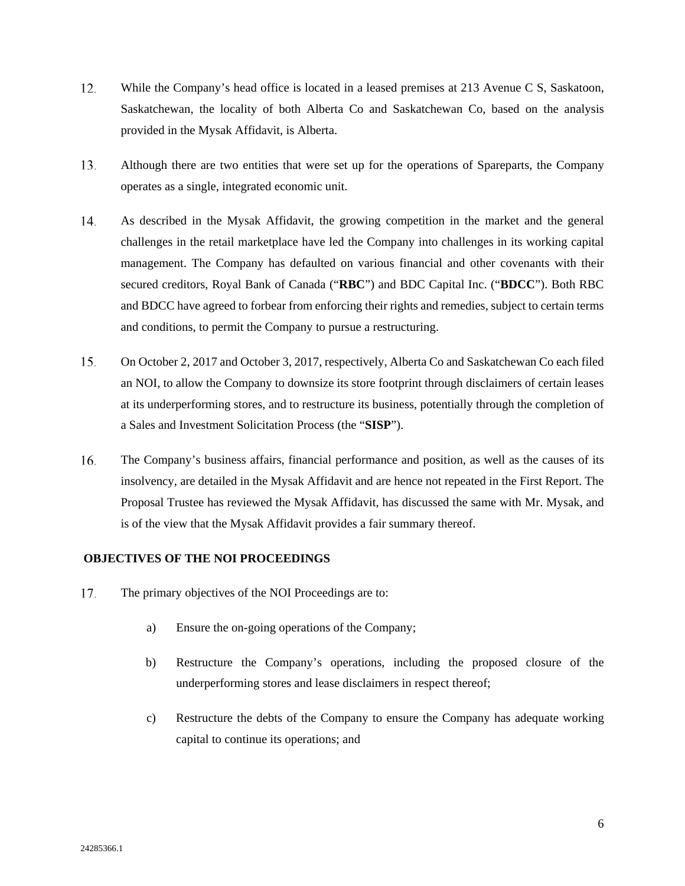12. While the Company's head office is located in a leased premises at 213 Avenue C S, Saskatoon, Saskatchewan, the locality of both Alberta Co and Saskatchewan Co, based on the analysis provided in the Mysak Affidavit, is Alberta.

13. Although there are two entities that were set up for the operations of Spareparts, the Company operates as a single, integrated economic unit.

14. As described in the Mysak Affidavit, the growing competition in the market and the general challenges in the retail marketplace have led the Company into challenges in its working capital management. The Company has defaulted on various financial and other covenants with their secured creditors, Royal Bank of Canada ("**RBC**") and BDC Capital Inc. ("**BDCC**"). Both RBC and BDCC have agreed to forbear from enforcing their rights and remedies, subject to certain terms and conditions, to permit the Company to pursue a restructuring.

15. On October 2, 2017 and October 3, 2017, respectively, Alberta Co and Saskatchewan Co each filed an NOI, to allow the Company to downsize its store footprint through disclaimers of certain leases at its underperforming stores, and to restructure its business, potentially through the completion of a Sales and Investment Solicitation Process (the "**SISP**").

16. The Company's business affairs, financial performance and position, as well as the causes of its insolvency, are detailed in the Mysak Affidavit and are hence not repeated in the First Report. The Proposal Trustee has reviewed the Mysak Affidavit, has discussed the same with Mr. Mysak, and is of the view that the Mysak Affidavit provides a fair summary thereof.

## OBJECTIVES OF THE NOI PROCEEDINGS

17. The primary objectives of the NOI Proceedings are to:

    a) Ensure the on-going operations of the Company;

    b) Restructure the Company's operations, including the proposed closure of the underperforming stores and lease disclaimers in respect thereof;

    c) Restructure the debts of the Company to ensure the Company has adequate working capital to continue its operations; and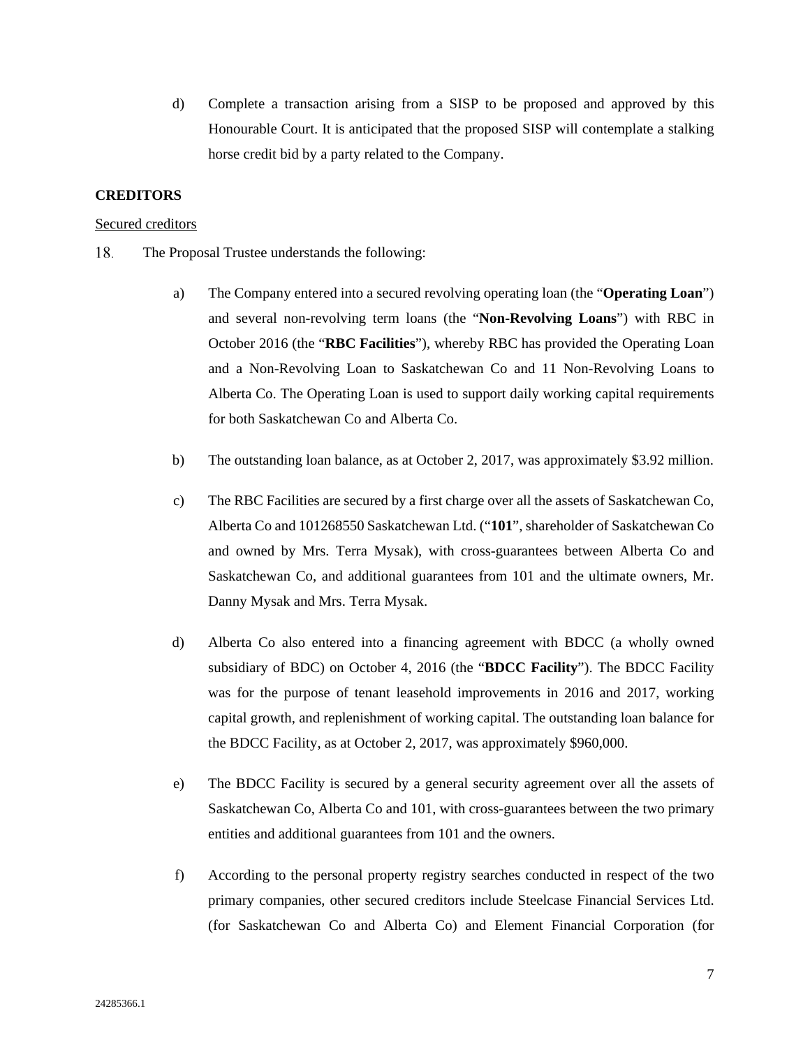d) Complete a transaction arising from a SISP to be proposed and approved by this Honourable Court. It is anticipated that the proposed SISP will contemplate a stalking horse credit bid by a party related to the Company.

**CREDITORS**

Secured creditors

18. The Proposal Trustee understands the following:

a) The Company entered into a secured revolving operating loan (the "**Operating Loan**") and several non-revolving term loans (the "**Non-Revolving Loans**") with RBC in October 2016 (the "**RBC Facilities**"), whereby RBC has provided the Operating Loan and a Non-Revolving Loan to Saskatchewan Co and 11 Non-Revolving Loans to Alberta Co. The Operating Loan is used to support daily working capital requirements for both Saskatchewan Co and Alberta Co.

b) The outstanding loan balance, as at October 2, 2017, was approximately $3.92 million.

c) The RBC Facilities are secured by a first charge over all the assets of Saskatchewan Co, Alberta Co and 101268550 Saskatchewan Ltd. ("**101**", shareholder of Saskatchewan Co and owned by Mrs. Terra Mysak), with cross-guarantees between Alberta Co and Saskatchewan Co, and additional guarantees from 101 and the ultimate owners, Mr. Danny Mysak and Mrs. Terra Mysak.

d) Alberta Co also entered into a financing agreement with BDCC (a wholly owned subsidiary of BDC) on October 4, 2016 (the "**BDCC Facility**"). The BDCC Facility was for the purpose of tenant leasehold improvements in 2016 and 2017, working capital growth, and replenishment of working capital. The outstanding loan balance for the BDCC Facility, as at October 2, 2017, was approximately $960,000.

e) The BDCC Facility is secured by a general security agreement over all the assets of Saskatchewan Co, Alberta Co and 101, with cross-guarantees between the two primary entities and additional guarantees from 101 and the owners.

f) According to the personal property registry searches conducted in respect of the two primary companies, other secured creditors include Steelcase Financial Services Ltd. (for Saskatchewan Co and Alberta Co) and Element Financial Corporation (for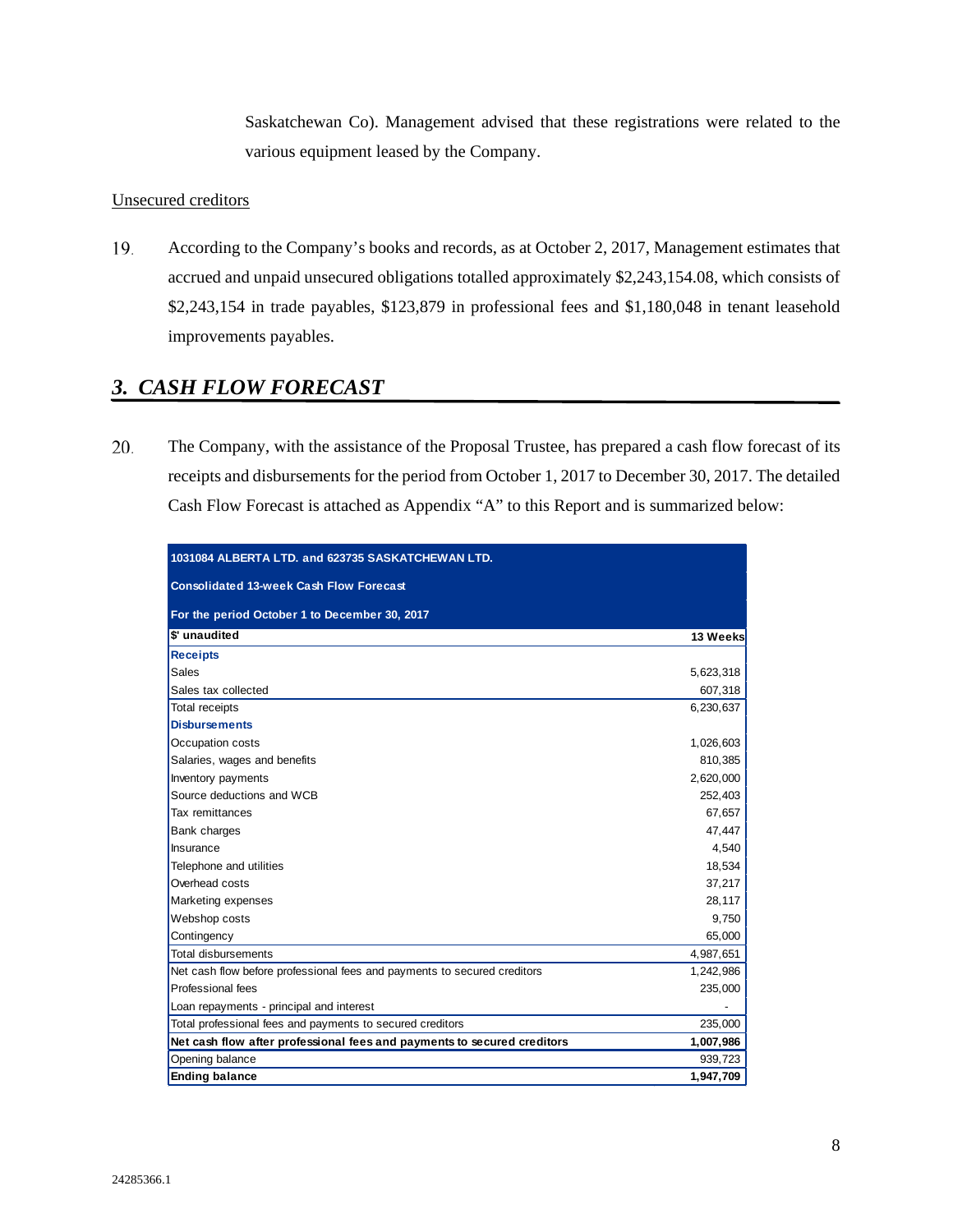Saskatchewan Co). Management advised that these registrations were related to the various equipment leased by the Company.

Unsecured creditors

19. According to the Company's books and records, as at October 2, 2017, Management estimates that accrued and unpaid unsecured obligations totalled approximately $2,243,154.08, which consists of $2,243,154 in trade payables, $123,879 in professional fees and $1,180,048 in tenant leasehold improvements payables.

## *3. CASH FLOW FORECAST*

20. The Company, with the assistance of the Proposal Trustee, has prepared a cash flow forecast of its receipts and disbursements for the period from October 1, 2017 to December 30, 2017. The detailed Cash Flow Forecast is attached as Appendix "A" to this Report and is summarized below:

| **1031084 ALBERTA LTD. and 623735 SASKATCHEWAN LTD.** | |
|---|---|
| **Consolidated 13-week Cash Flow Forecast** | |
| **For the period October 1 to December 30, 2017** | |
| **$' unaudited** | **13 Weeks** |
| **Receipts** | |
| Sales | 5,623,318 |
| Sales tax collected | 607,318 |
| Total receipts | 6,230,637 |
| **Disbursements** | |
| Occupation costs | 1,026,603 |
| Salaries, wages and benefits | 810,385 |
| Inventory payments | 2,620,000 |
| Source deductions and WCB | 252,403 |
| Tax remittances | 67,657 |
| Bank charges | 47,447 |
| Insurance | 4,540 |
| Telephone and utilities | 18,534 |
| Overhead costs | 37,217 |
| Marketing expenses | 28,117 |
| Webshop costs | 9,750 |
| Contingency | 65,000 |
| Total disbursements | 4,987,651 |
| Net cash flow before professional fees and payments to secured creditors | 1,242,986 |
| Professional fees | 235,000 |
| Loan repayments - principal and interest | - |
| Total professional fees and payments to secured creditors | 235,000 |
| **Net cash flow after professional fees and payments to secured creditors** | **1,007,986** |
| Opening balance | 939,723 |
| **Ending balance** | **1,947,709** |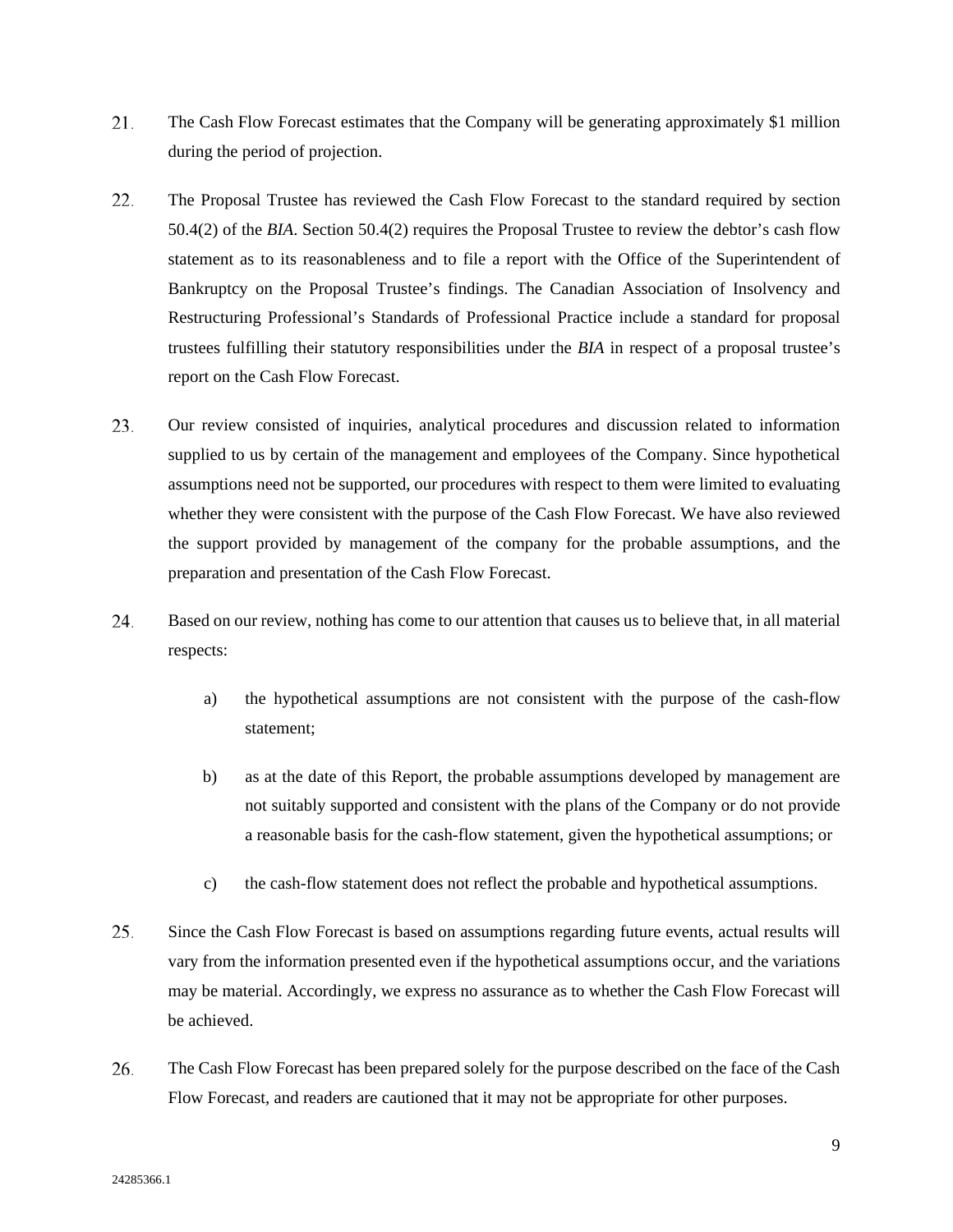21. The Cash Flow Forecast estimates that the Company will be generating approximately $1 million during the period of projection.

22. The Proposal Trustee has reviewed the Cash Flow Forecast to the standard required by section 50.4(2) of the *BIA*. Section 50.4(2) requires the Proposal Trustee to review the debtor's cash flow statement as to its reasonableness and to file a report with the Office of the Superintendent of Bankruptcy on the Proposal Trustee's findings. The Canadian Association of Insolvency and Restructuring Professional's Standards of Professional Practice include a standard for proposal trustees fulfilling their statutory responsibilities under the *BIA* in respect of a proposal trustee's report on the Cash Flow Forecast.

23. Our review consisted of inquiries, analytical procedures and discussion related to information supplied to us by certain of the management and employees of the Company. Since hypothetical assumptions need not be supported, our procedures with respect to them were limited to evaluating whether they were consistent with the purpose of the Cash Flow Forecast. We have also reviewed the support provided by management of the company for the probable assumptions, and the preparation and presentation of the Cash Flow Forecast.

24. Based on our review, nothing has come to our attention that causes us to believe that, in all material respects:

    a) the hypothetical assumptions are not consistent with the purpose of the cash-flow statement;

    b) as at the date of this Report, the probable assumptions developed by management are not suitably supported and consistent with the plans of the Company or do not provide a reasonable basis for the cash-flow statement, given the hypothetical assumptions; or

    c) the cash-flow statement does not reflect the probable and hypothetical assumptions.

25. Since the Cash Flow Forecast is based on assumptions regarding future events, actual results will vary from the information presented even if the hypothetical assumptions occur, and the variations may be material. Accordingly, we express no assurance as to whether the Cash Flow Forecast will be achieved.

26. The Cash Flow Forecast has been prepared solely for the purpose described on the face of the Cash Flow Forecast, and readers are cautioned that it may not be appropriate for other purposes.

24285366.1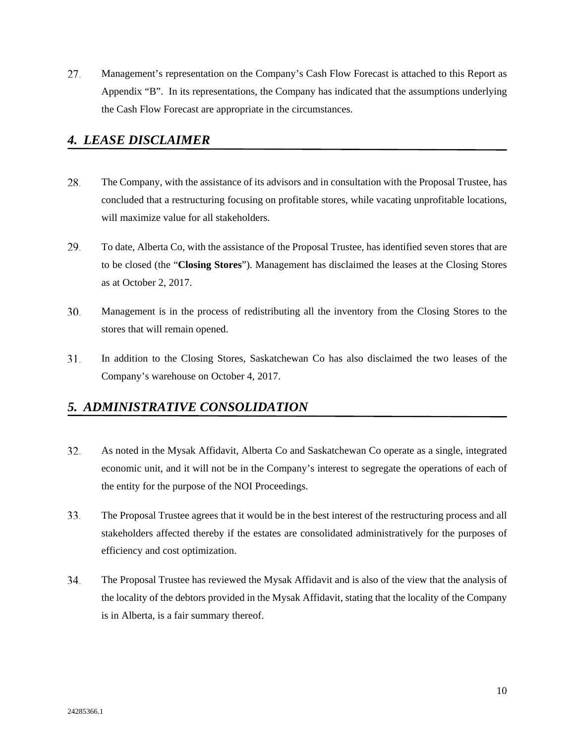27. Management's representation on the Company's Cash Flow Forecast is attached to this Report as Appendix "B". In its representations, the Company has indicated that the assumptions underlying the Cash Flow Forecast are appropriate in the circumstances.

## *4. LEASE DISCLAIMER*

28. The Company, with the assistance of its advisors and in consultation with the Proposal Trustee, has concluded that a restructuring focusing on profitable stores, while vacating unprofitable locations, will maximize value for all stakeholders.

29. To date, Alberta Co, with the assistance of the Proposal Trustee, has identified seven stores that are to be closed (the "**Closing Stores**"). Management has disclaimed the leases at the Closing Stores as at October 2, 2017.

30. Management is in the process of redistributing all the inventory from the Closing Stores to the stores that will remain opened.

31. In addition to the Closing Stores, Saskatchewan Co has also disclaimed the two leases of the Company's warehouse on October 4, 2017.

## *5. ADMINISTRATIVE CONSOLIDATION*

32. As noted in the Mysak Affidavit, Alberta Co and Saskatchewan Co operate as a single, integrated economic unit, and it will not be in the Company's interest to segregate the operations of each of the entity for the purpose of the NOI Proceedings.

33. The Proposal Trustee agrees that it would be in the best interest of the restructuring process and all stakeholders affected thereby if the estates are consolidated administratively for the purposes of efficiency and cost optimization.

34. The Proposal Trustee has reviewed the Mysak Affidavit and is also of the view that the analysis of the locality of the debtors provided in the Mysak Affidavit, stating that the locality of the Company is in Alberta, is a fair summary thereof.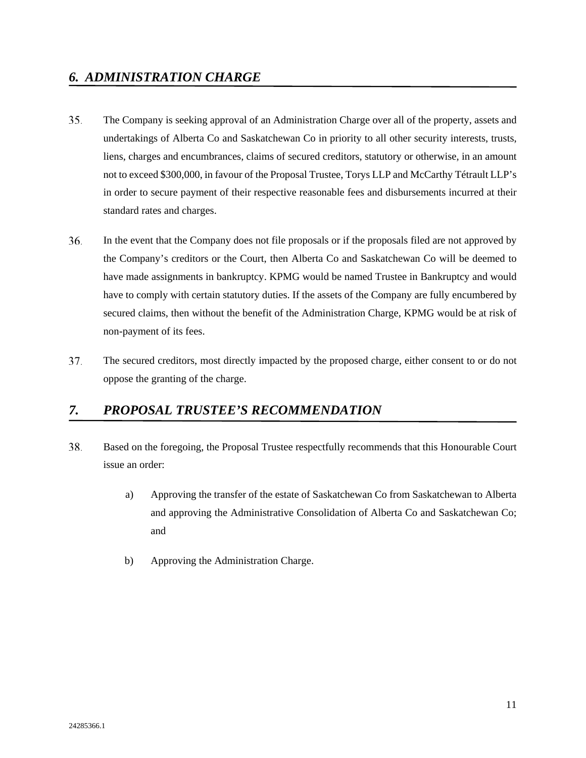## *6. ADMINISTRATION CHARGE*

35. The Company is seeking approval of an Administration Charge over all of the property, assets and undertakings of Alberta Co and Saskatchewan Co in priority to all other security interests, trusts, liens, charges and encumbrances, claims of secured creditors, statutory or otherwise, in an amount not to exceed $300,000, in favour of the Proposal Trustee, Torys LLP and McCarthy Tétrault LLP's in order to secure payment of their respective reasonable fees and disbursements incurred at their standard rates and charges.

36. In the event that the Company does not file proposals or if the proposals filed are not approved by the Company's creditors or the Court, then Alberta Co and Saskatchewan Co will be deemed to have made assignments in bankruptcy. KPMG would be named Trustee in Bankruptcy and would have to comply with certain statutory duties. If the assets of the Company are fully encumbered by secured claims, then without the benefit of the Administration Charge, KPMG would be at risk of non-payment of its fees.

37. The secured creditors, most directly impacted by the proposed charge, either consent to or do not oppose the granting of the charge.

## *7. PROPOSAL TRUSTEE'S RECOMMENDATION*

38. Based on the foregoing, the Proposal Trustee respectfully recommends that this Honourable Court issue an order:

    a) Approving the transfer of the estate of Saskatchewan Co from Saskatchewan to Alberta and approving the Administrative Consolidation of Alberta Co and Saskatchewan Co; and

    b) Approving the Administration Charge.

24285366.1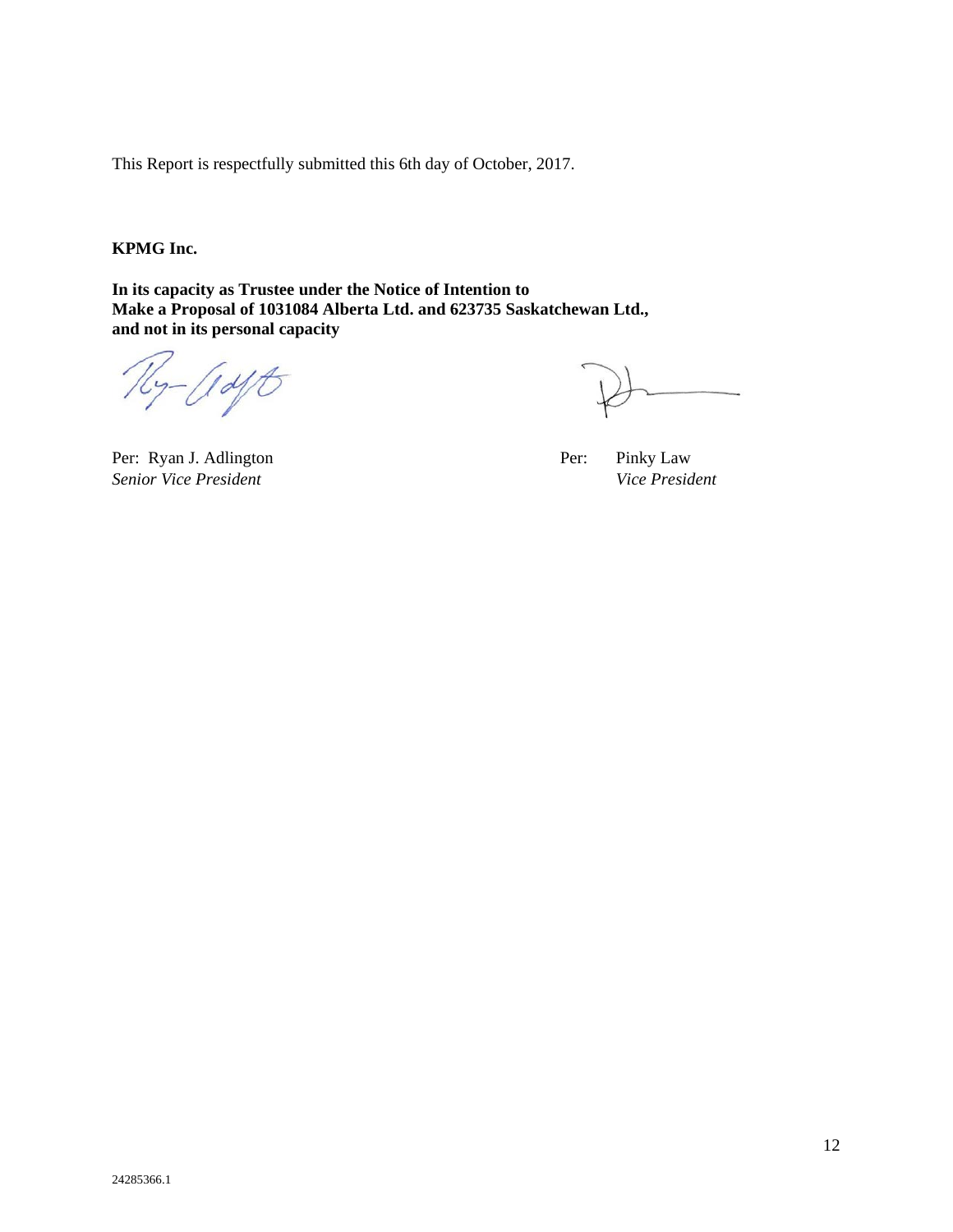This Report is respectfully submitted this 6th day of October, 2017.

**KPMG Inc.**

**In its capacity as Trustee under the Notice of Intention to Make a Proposal of 1031084 Alberta Ltd. and 623735 Saskatchewan Ltd., and not in its personal capacity**

Per: Ryan J. Adlington
*Senior Vice President*

Per: Pinky Law
*Vice President*

24285366.1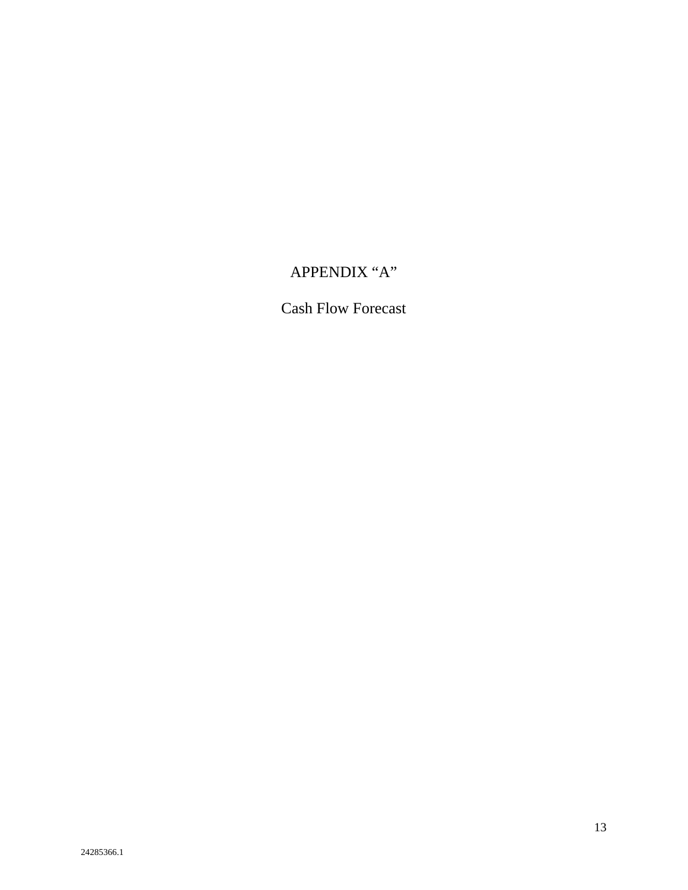APPENDIX “A”

Cash Flow Forecast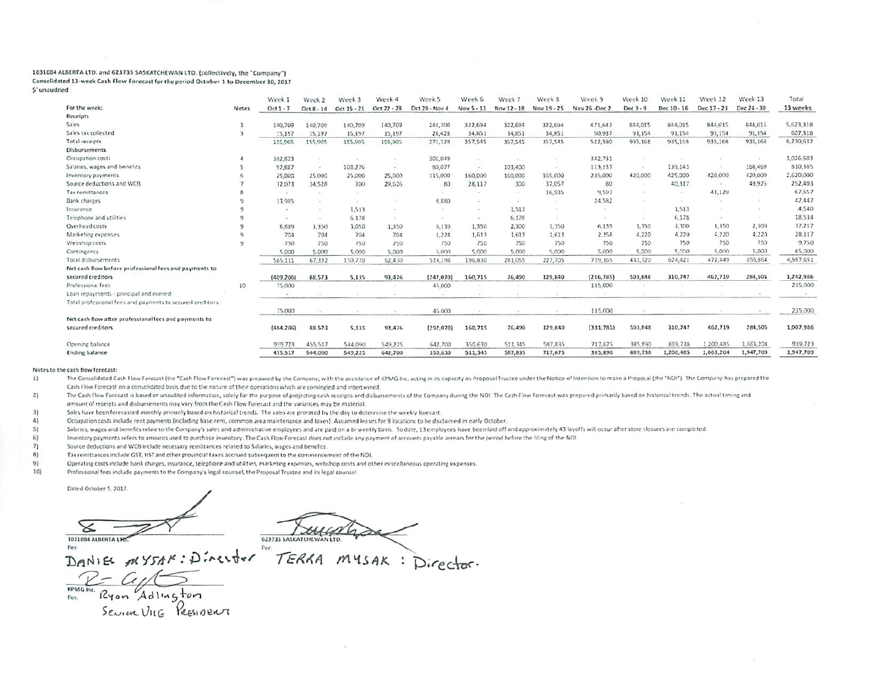**1031084 ALBERTA LTD. and 623735 SASKATCHEWAN LTD. (collectively, the "Company")**
**Consolidated 13-week Cash Flow Forecast for the period October 1 to December 30, 2017**
**$' unaudited**

| For the week: | Notes | Week 1 Oct 1 - 7 | Week 2 Oct 8 - 14 | Week 3 Oct 15 - 21 | Week 4 Oct 22 - 28 | Week 5 Oct 29 - Nov 4 | Week 6 Nov 5 - 11 | Week 7 Nov 12 - 18 | Week 8 Nov 19 - 25 | Week 9 Nov 26 - Dec 2 | Week 10 Dec 3 - 9 | Week 11 Dec 10 - 16 | Week 12 Dec 17 - 23 | Week 13 Dec 24 - 30 | Total 13 weeks |
|---|---|---|---|---|---|---|---|---|---|---|---|---|---|---|---|
| **Receipts** | | | | | | | | | | | | | | | |
| Sales | 3 | 140,709 | 140,709 | 140,709 | 140,709 | 244,700 | 322,694 | 322,694 | 322,694 | 471,643 | 844,015 | 844,015 | 844,015 | 844,015 | 5,623,318 |
| Sales tax collected | 3 | 15,197 | 15,197 | 15,197 | 15,197 | 26,428 | 34,851 | 34,851 | 34,851 | 50,937 | 91,154 | 91,154 | 91,154 | 91,154 | 607,318 |
| Total receipts | | 155,905 | 155,905 | 155,905 | 155,905 | 271,128 | 357,545 | 357,545 | 357,545 | 522,580 | 935,168 | 935,168 | 935,168 | 935,168 | 6,230,637 |
| **Disbursements** | | | | | | | | | | | | | | | |
| Occupation costs | 4 | 382,823 | - | - | - | 301,049 | - | - | - | 342,731 | - | - | - | - | 1,026,603 |
| Salaries, wages and benefits | 5 | 97,887 | - | 108,276 | - | 80,077 | - | 103,400 | - | 113,133 | - | 139,143 | - | 168,469 | 810,385 |
| Inventory payments | 6 | 25,000 | 25,000 | 25,000 | 25,000 | 115,000 | 160,000 | 160,000 | 165,000 | 235,000 | 420,000 | 425,000 | 420,000 | 420,000 | 2,620,000 |
| Source deductions and WCB | 7 | 32,073 | 34,528 | 300 | 29,626 | 80 | 28,117 | 300 | 37,057 | 80 | - | 40,317 | - | 49,925 | 252,403 |
| Tax remittances | 8 | - | - | - | - | - | - | - | 16,935 | 9,593 | - | - | 41,129 | - | 67,657 |
| Bank charges | 9 | 13,985 | - | - | - | 8,880 | - | - | - | 24,582 | - | - | - | - | 47,447 |
| Insurance | 9 | - | - | 1,513 | - | - | - | 1,513 | - | - | - | 1,513 | - | - | 4,540 |
| Telephone and utilities | 9 | - | - | 6,178 | - | - | - | 6,178 | - | - | - | 6,178 | - | - | 18,534 |
| Overhead costs | 9 | 6,889 | 1,350 | 3,050 | 1,350 | 6,139 | 1,350 | 2,300 | 1,350 | 6,139 | 1,350 | 2,300 | 1,350 | 2,300 | 37,217 |
| Marketing expenses | 9 | 704 | 704 | 704 | 704 | 1,224 | 1,613 | 1,613 | 1,613 | 2,358 | 4,220 | 4,220 | 4,220 | 4,220 | 28,117 |
| Webshop costs | 9 | 750 | 750 | 750 | 750 | 750 | 750 | 750 | 750 | 750 | 750 | 750 | 750 | 750 | 9,750 |
| Contingency | | 5,000 | 5,000 | 5,000 | 5,000 | 5,000 | 5,000 | 5,000 | 5,000 | 5,000 | 5,000 | 5,000 | 5,000 | 5,000 | 65,000 |
| Total disbursements | | 565,111 | 67,332 | 150,770 | 62,430 | 518,198 | 196,830 | 281,055 | 227,705 | 739,365 | 431,320 | 624,421 | 472,449 | 650,664 | 4,987,651 |
| **Net cash flow before professional fees and payments to secured creditors** | | (409,206) | 88,573 | 5,135 | 93,476 | (247,070) | 160,715 | 76,490 | 129,840 | (216,785) | 503,848 | 310,747 | 462,719 | 284,505 | 1,242,986 |
| Professional fees | 10 | 75,000 | - | - | - | 45,000 | - | - | - | 115,000 | - | - | - | - | 235,000 |
| Loan repayments - principal and interest | | - | - | - | - | - | - | - | - | - | - | - | - | - | - |
| Total professional fees and payments to secured creditors | | 75,000 | - | - | - | 45,000 | - | - | - | 115,000 | - | - | - | - | 235,000 |
| **Net cash flow after professional fees and payments to secured creditors** | | (484,206) | 88,573 | 5,135 | 93,476 | (292,070) | 160,715 | 76,490 | 129,840 | (331,785) | 503,848 | 310,747 | 462,719 | 284,505 | 1,007,986 |
| Opening balance | | 939,723 | 455,517 | 544,090 | 549,225 | 642,700 | 350,630 | 511,345 | 587,835 | 717,675 | 385,890 | 889,738 | 1,200,485 | 1,663,204 | 939,723 |
| **Ending balance** | | 455,517 | 544,090 | 549,225 | 642,700 | 350,630 | 511,345 | 587,835 | 717,675 | 385,890 | 889,738 | 1,200,485 | 1,663,204 | 1,947,709 | 1,947,709 |

**Notes to the cash flow forecast:**

1) The Consolidated Cash Flow Forecast (the "Cash Flow Forecast") was prepared by the Company, with the assistance of KPMG Inc. acting in its capacity as Proposal Trustee under the Notice of Intention to make a Proposal (the "NOI"). The Company has prepared the Cash Flow Forecast on a consolidated basis due to the nature of their operations which are comingled and intertwined.
2) The Cash Flow Forecast is based on unaudited information, solely for the purpose of projecting cash receipts and disbursements of the Company during the NOI. The Cash Flow Forecast was prepared primarily based on historical trends. The actual timing and amount of receipts and disbursements may vary from the Cash Flow Forecast and the variances may be material.
3) Sales have been forecasted monthly primarily based on historical trends. The sales are prorated by the day to determine the weekly forecast.
4) Occupation costs include rent payments (including base rent, common area maintenance and taxes). Assumed leases for 9 locations to be disclaimed in early October.
5) Salaries, wages and benefits relate to the Company's sales and administrative employees and are paid on a bi-weekly basis. To date, 13 employees have been laid off and approximately 43 layoffs will occur after store closures are completed.
6) Inventory payments refers to amounts used to purchase inventory. The Cash Flow Forecast does not include any payment of accounts payable arrears for the period before the filing of the NOI.
7) Source deductions and WCB include necessary remittances related to Salaries, wages and benefits.
8) Tax remittances include GST, HST and other provincial taxes accrued subsequent to the commencement of the NOI.
9) Operating costs include bank charges, insurance, telephone and utilities, marketing expenses, webshop costs and other miscellaneous operating expenses.
10) Professional fees include payments to the Company's legal counsel, the Proposal Trustee and its legal counsel.

Dated October 5, 2017.

1031084 ALBERTA LTD.
Per: DANIEL MYSAK : Director

623735 SASKATCHEWAN LTD.
Per: TERRA MYSAK : Director.

KPMG Inc.
Per: Ryan Adlington
Senior Vice President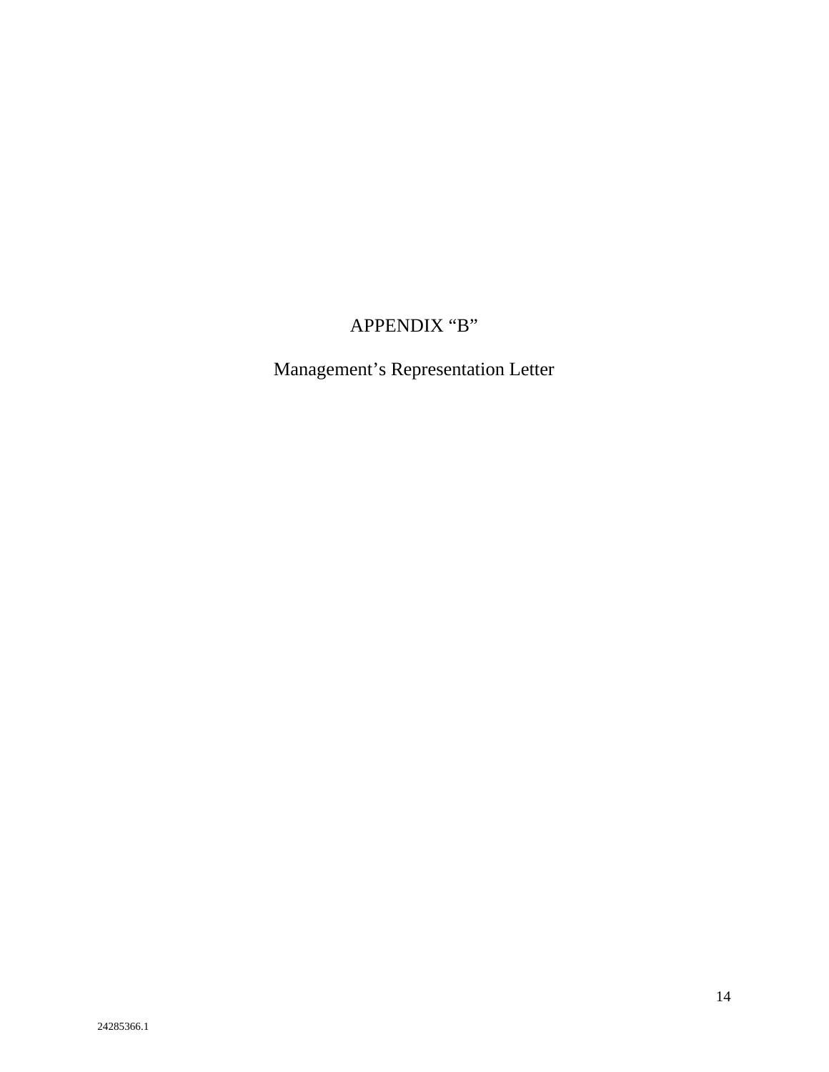# APPENDIX “B”

## Management’s Representation Letter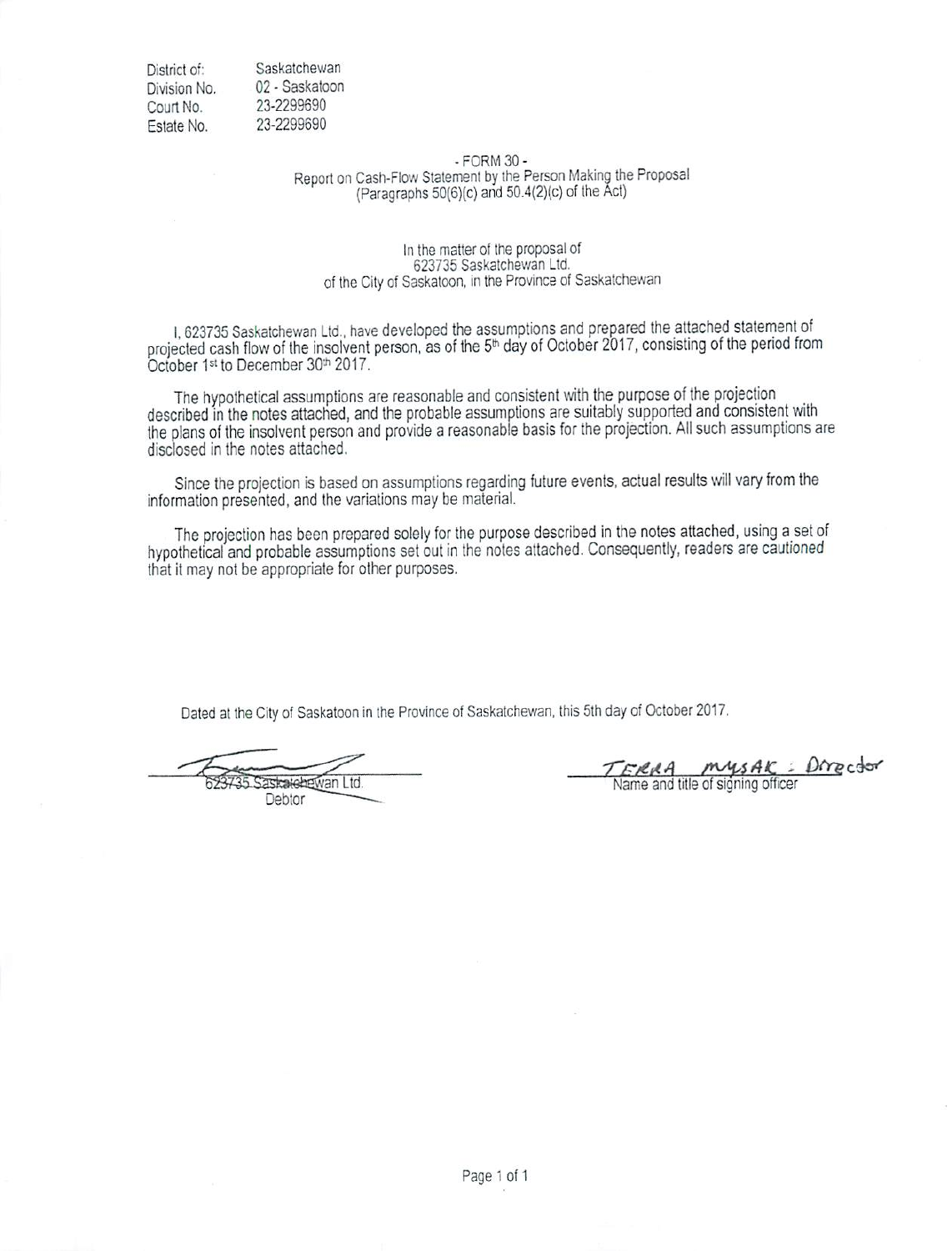| | |
|---|---|
| District of: | Saskatchewan |
| Division No. | 02 - Saskatoon |
| Court No. | 23-2299690 |
| Estate No. | 23-2299690 |

- FORM 30 -

Report on Cash-Flow Statement by the Person Making the Proposal
(Paragraphs 50(6)(c) and 50.4(2)(c) of the Act)

In the matter of the proposal of
623735 Saskatchewan Ltd.
of the City of Saskatoon, in the Province of Saskatchewan

I, 623735 Saskatchewan Ltd., have developed the assumptions and prepared the attached statement of projected cash flow of the insolvent person, as of the 5th day of October 2017, consisting of the period from October 1st to December 30th 2017.

The hypothetical assumptions are reasonable and consistent with the purpose of the projection described in the notes attached, and the probable assumptions are suitably supported and consistent with the plans of the insolvent person and provide a reasonable basis for the projection. All such assumptions are disclosed in the notes attached.

Since the projection is based on assumptions regarding future events, actual results will vary from the information presented, and the variations may be material.

The projection has been prepared solely for the purpose described in the notes attached, using a set of hypothetical and probable assumptions set out in the notes attached. Consequently, readers are cautioned that it may not be appropriate for other purposes.

Dated at the City of Saskatoon in the Province of Saskatchewan, this 5th day of October 2017.

623735 Saskatchewan Ltd.
Debtor

TERRA MYSAK : Director
Name and title of signing officer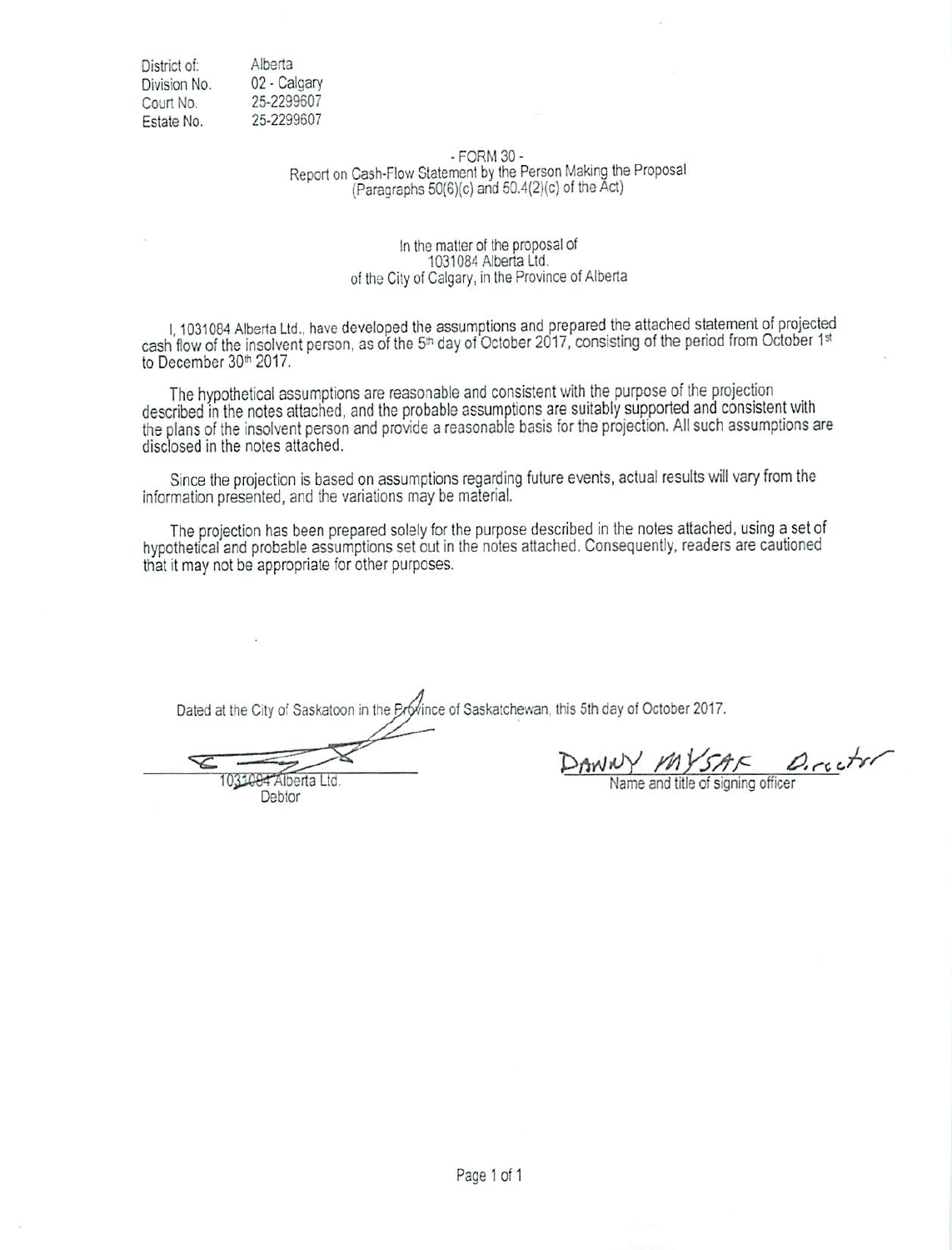| | |
|---|---|
| District of: | Alberta |
| Division No. | 02 - Calgary |
| Court No. | 25-2299607 |
| Estate No. | 25-2299607 |

- FORM 30 -

Report on Cash-Flow Statement by the Person Making the Proposal
(Paragraphs 50(6)(c) and 50.4(2)(c) of the Act)

In the matter of the proposal of
1031084 Alberta Ltd.
of the City of Calgary, in the Province of Alberta

I, 1031084 Alberta Ltd., have developed the assumptions and prepared the attached statement of projected cash flow of the insolvent person, as of the 5th day of October 2017, consisting of the period from October 1st to December 30th 2017.

The hypothetical assumptions are reasonable and consistent with the purpose of the projection described in the notes attached, and the probable assumptions are suitably supported and consistent with the plans of the insolvent person and provide a reasonable basis for the projection. All such assumptions are disclosed in the notes attached.

Since the projection is based on assumptions regarding future events, actual results will vary from the information presented, and the variations may be material.

The projection has been prepared solely for the purpose described in the notes attached, using a set of hypothetical and probable assumptions set out in the notes attached. Consequently, readers are cautioned that it may not be appropriate for other purposes.

Dated at the City of Saskatoon in the Province of Saskatchewan, this 5th day of October 2017.

1031084 Alberta Ltd.
Debtor

DANNY MYSAK Director
Name and title of signing officer